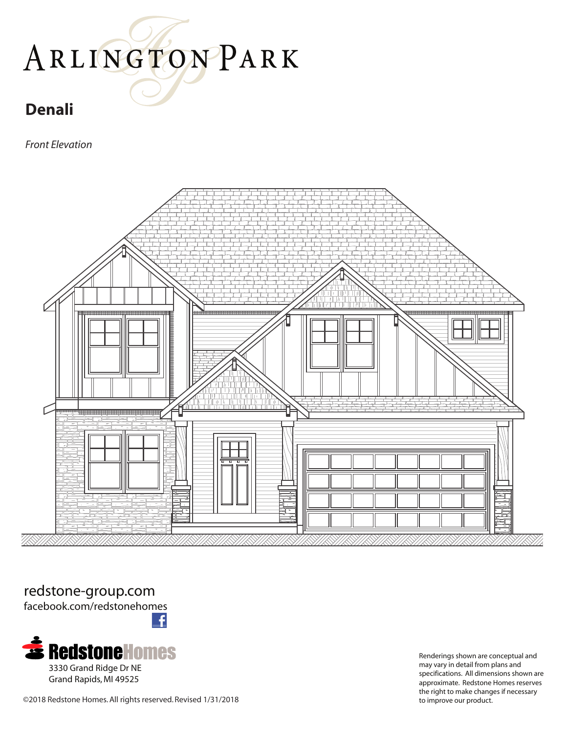# ARLINGTON PARK

## Denali

*Front Elevation*

redstone-group.com
facebook.com/redstonehomes

RedstoneHomes
3330 Grand Ridge Dr NE
Grand Rapids, MI 49525

Renderings shown are conceptual and may vary in detail from plans and specifications. All dimensions shown are approximate. Redstone Homes reserves the right to make changes if necessary to improve our product.

©2018 Redstone Homes. All rights reserved. Revised 1/31/2018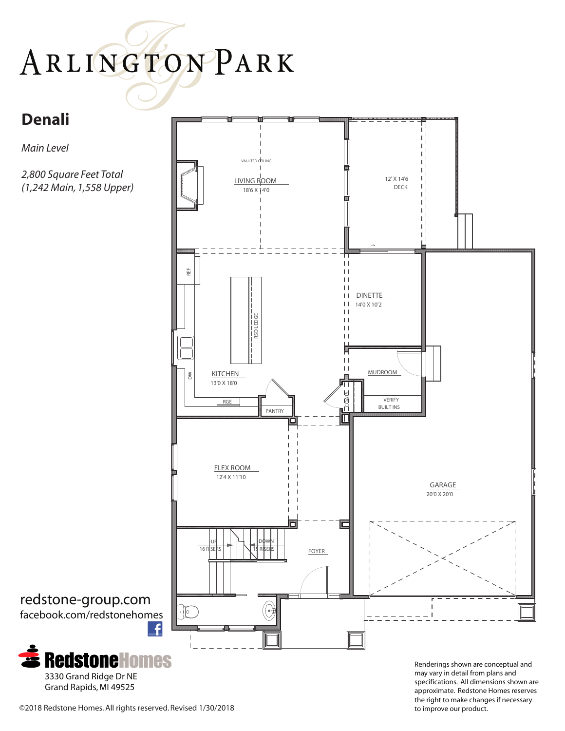# ARLINGTON PARK

## Denali

*Main Level*

*2,800 Square Feet Total*
*(1,242 Main, 1,558 Upper)*

VAULTED CEILING

LIVING ROOM
18'6 X 14'0

12' X 14'6
DECK

REF

RSD LEDGE

DINETTE
14'0 X 10'2

MUDROOM

DW

KITCHEN
13'0 X 18'0

COATS

RGE

PANTRY

VERIFY
BUILT INS

FLEX ROOM
12'4 X 11'10

GARAGE
20'0 X 20'0

UP
16 RISERS

DOWN
15 RISERS

FOYER

redstone-group.com
facebook.com/redstonehomes

**RedstoneHomes**
3330 Grand Ridge Dr NE
Grand Rapids, MI 49525

Renderings shown are conceptual and may vary in detail from plans and specifications. All dimensions shown are approximate. Redstone Homes reserves the right to make changes if necessary to improve our product.

©2018 Redstone Homes. All rights reserved. Revised 1/30/2018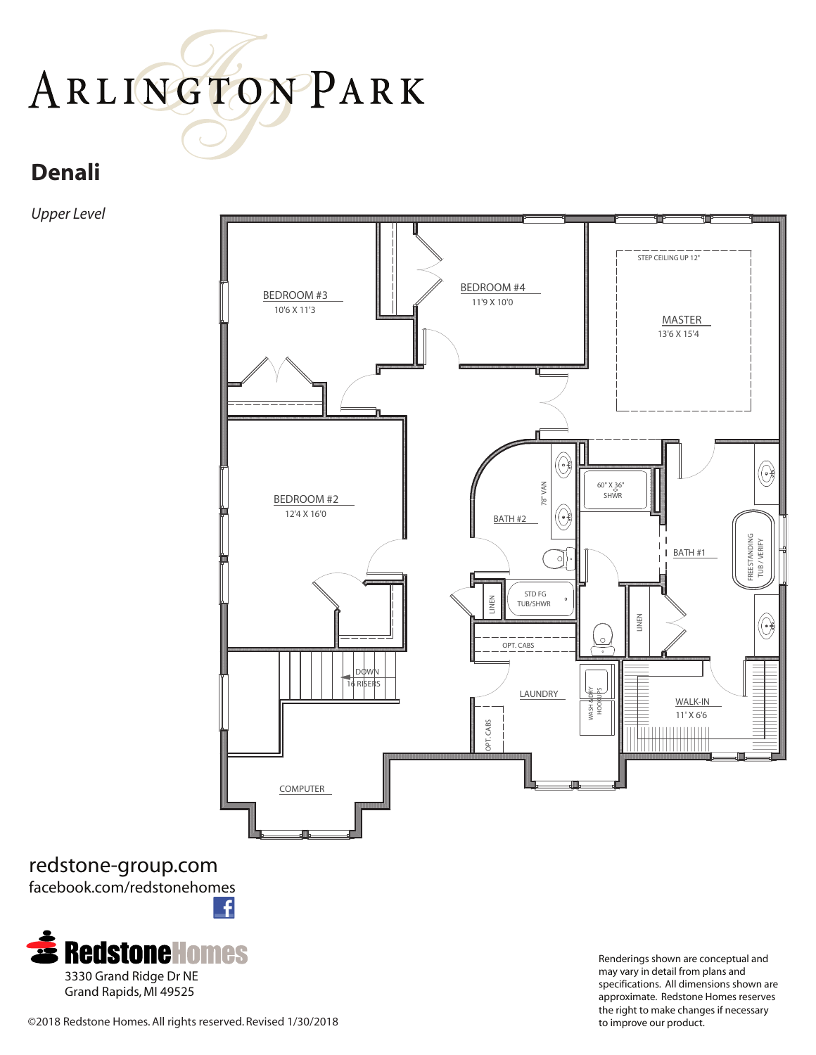# ARLINGTON PARK

## Denali

*Upper Level*

BEDROOM #3
10'6 X 11'3

BEDROOM #4
11'9 X 10'0

STEP CEILING UP 12"

MASTER
13'6 X 15'4

BEDROOM #2
12'4 X 16'0

78" VAN

60" X 36" SHWR

BATH #2

BATH #1

FREESTANDING TUB / VERIFY

LINEN

STD FG TUB/SHWR

LINEN

OPT. CABS

DOWN
16 RISERS

LAUNDRY

WASH & DRY HOOKUPS

WALK-IN
11' X 6'6

OPT. CABS

COMPUTER

redstone-group.com
facebook.com/redstonehomes

**RedstoneHomes**
3330 Grand Ridge Dr NE
Grand Rapids, MI 49525

©2018 Redstone Homes. All rights reserved. Revised 1/30/2018

Renderings shown are conceptual and may vary in detail from plans and specifications. All dimensions shown are approximate. Redstone Homes reserves the right to make changes if necessary to improve our product.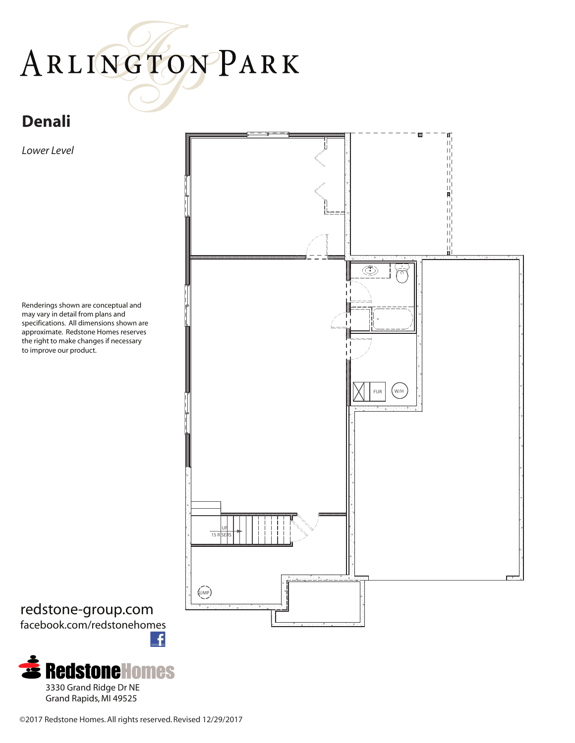# ARLINGTON PARK

## Denali

*Lower Level*

Renderings shown are conceptual and may vary in detail from plans and specifications. All dimensions shown are approximate. Redstone Homes reserves the right to make changes if necessary to improve our product.

FUR

W/H

UP
15 RISERS

SUMP

redstone-group.com
facebook.com/redstonehomes

RedstoneHomes
3330 Grand Ridge Dr NE
Grand Rapids, MI 49525

©2017 Redstone Homes. All rights reserved. Revised 12/29/2017